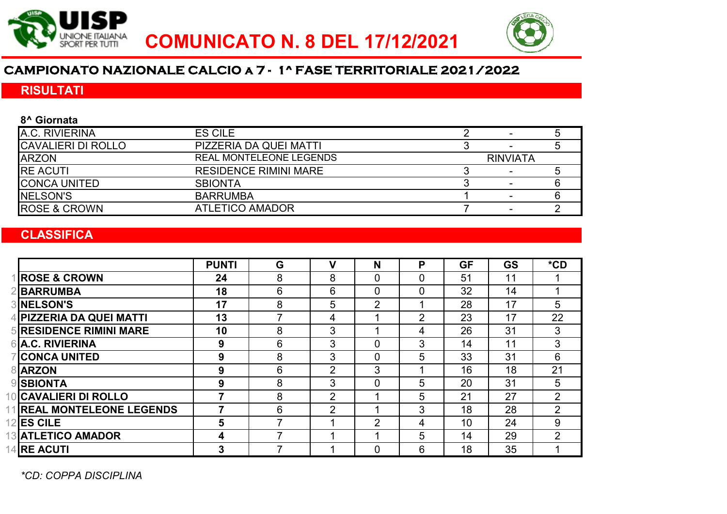# COMUNICATO N. 8 DEL 17/12/2021

## CAMPIONATO NAZIONALE CALCIO a 7 - 1^ FASE TERRITORIALE 2021/2022

## RISULTATI

**8^ Giornata**

| | | | | |
|---|---|---|---|---|
| A.C. RIVIERINA | ES CILE | 2 | - | 5 |
| CAVALIERI DI ROLLO | PIZZERIA DA QUEI MATTI | 3 | - | 5 |
| ARZON | REAL MONTELEONE LEGENDS | | RINVIATA | |
| RE ACUTI | RESIDENCE RIMINI MARE | 3 | - | 5 |
| CONCA UNITED | SBIONTA | 3 | - | 6 |
| NELSON'S | BARRUMBA | 1 | - | 6 |
| ROSE & CROWN | ATLETICO AMADOR | 7 | - | 2 |

## CLASSIFICA

| | | PUNTI | G | V | N | P | GF | GS | *CD |
|---|---|---|---|---|---|---|---|---|---|
| 1 | **ROSE & CROWN** | **24** | 8 | 8 | 0 | 0 | 51 | 11 | 1 |
| 2 | **BARRUMBA** | **18** | 6 | 6 | 0 | 0 | 32 | 14 | 1 |
| 3 | **NELSON'S** | **17** | 8 | 5 | 2 | 1 | 28 | 17 | 5 |
| 4 | **PIZZERIA DA QUEI MATTI** | **13** | 7 | 4 | 1 | 2 | 23 | 17 | 22 |
| 5 | **RESIDENCE RIMINI MARE** | **10** | 8 | 3 | 1 | 4 | 26 | 31 | 3 |
| 6 | **A.C. RIVIERINA** | **9** | 6 | 3 | 0 | 3 | 14 | 11 | 3 |
| 7 | **CONCA UNITED** | **9** | 8 | 3 | 0 | 5 | 33 | 31 | 6 |
| 8 | **ARZON** | **9** | 6 | 2 | 3 | 1 | 16 | 18 | 21 |
| 9 | **SBIONTA** | **9** | 8 | 3 | 0 | 5 | 20 | 31 | 5 |
| 10 | **CAVALIERI DI ROLLO** | **7** | 8 | 2 | 1 | 5 | 21 | 27 | 2 |
| 11 | **REAL MONTELEONE LEGENDS** | **7** | 6 | 2 | 1 | 3 | 18 | 28 | 2 |
| 12 | **ES CILE** | **5** | 7 | 1 | 2 | 4 | 10 | 24 | 9 |
| 13 | **ATLETICO AMADOR** | **4** | 7 | 1 | 1 | 5 | 14 | 29 | 2 |
| 14 | **RE ACUTI** | **3** | 7 | 1 | 0 | 6 | 18 | 35 | 1 |

*\*CD: COPPA DISCIPLINA*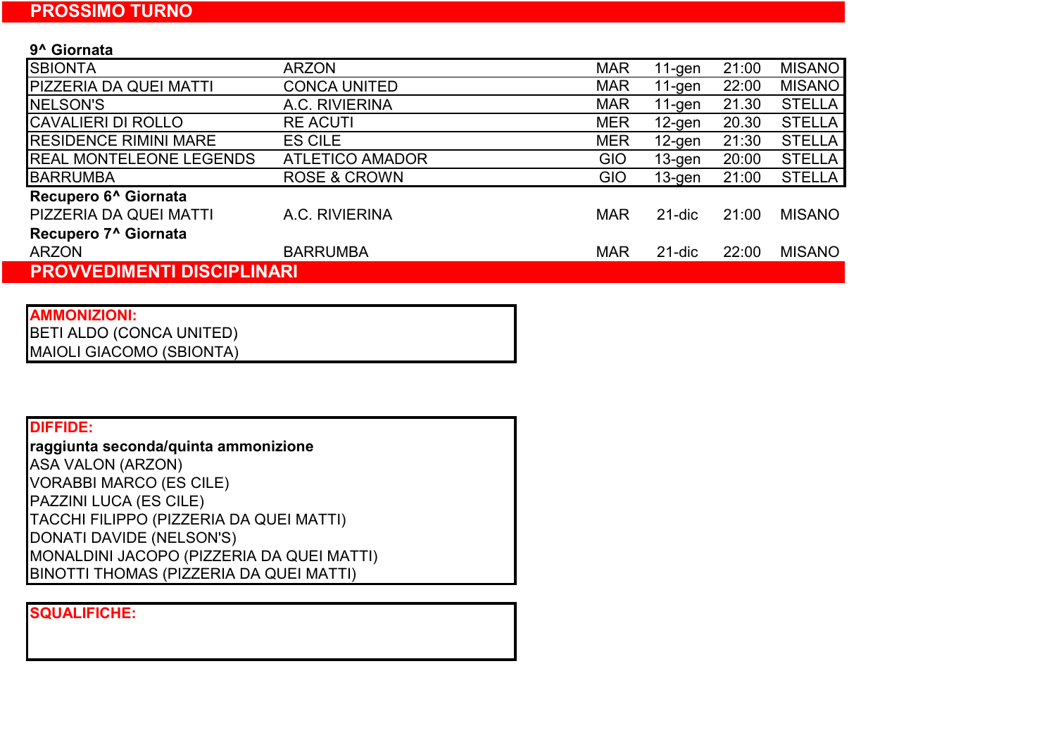## PROSSIMO TURNO

**9^ Giornata**

| | | | | | |
|---|---|---|---|---|---|
| SBIONTA | ARZON | MAR | 11-gen | 21:00 | MISANO |
| PIZZERIA DA QUEI MATTI | CONCA UNITED | MAR | 11-gen | 22:00 | MISANO |
| NELSON'S | A.C. RIVIERINA | MAR | 11-gen | 21.30 | STELLA |
| CAVALIERI DI ROLLO | RE ACUTI | MER | 12-gen | 20.30 | STELLA |
| RESIDENCE RIMINI MARE | ES CILE | MER | 12-gen | 21:30 | STELLA |
| REAL MONTELEONE LEGENDS | ATLETICO AMADOR | GIO | 13-gen | 20:00 | STELLA |
| BARRUMBA | ROSE & CROWN | GIO | 13-gen | 21:00 | STELLA |

**Recupero 6^ Giornata**

| | | | | | |
|---|---|---|---|---|---|
| PIZZERIA DA QUEI MATTI | A.C. RIVIERINA | MAR | 21-dic | 21:00 | MISANO |

**Recupero 7^ Giornata**

| | | | | | |
|---|---|---|---|---|---|
| ARZON | BARRUMBA | MAR | 21-dic | 22:00 | MISANO |

## PROVVEDIMENTI DISCIPLINARI

**AMMONIZIONI:**

BETI ALDO (CONCA UNITED)
MAIOLI GIACOMO (SBIONTA)

**DIFFIDE:**

**raggiunta seconda/quinta ammonizione**

ASA VALON (ARZON)
VORABBI MARCO (ES CILE)
PAZZINI LUCA (ES CILE)
TACCHI FILIPPO (PIZZERIA DA QUEI MATTI)
DONATI DAVIDE (NELSON'S)
MONALDINI JACOPO (PIZZERIA DA QUEI MATTI)
BINOTTI THOMAS (PIZZERIA DA QUEI MATTI)

**SQUALIFICHE:**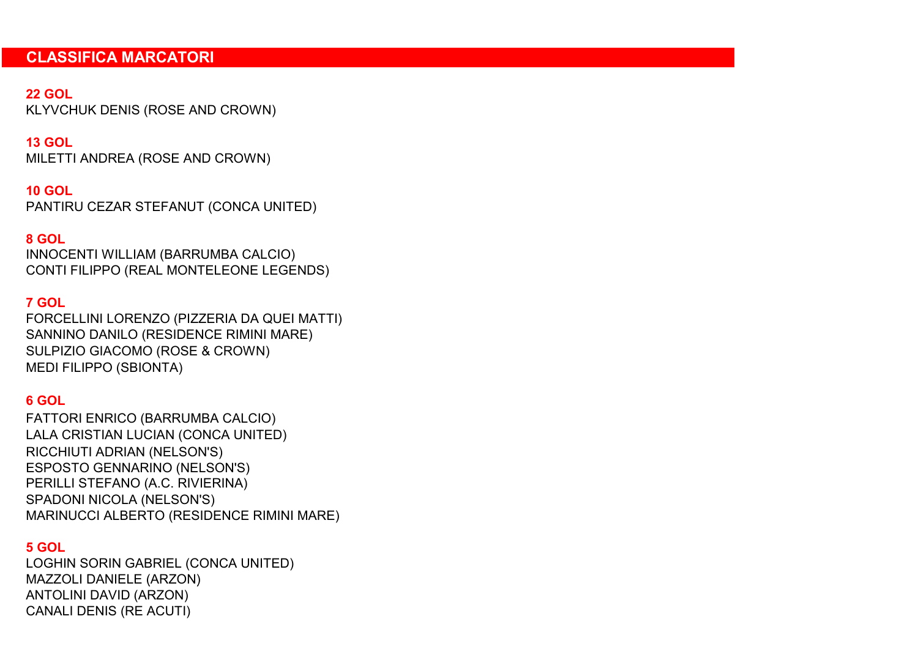## CLASSIFICA MARCATORI

### 22 GOL

KLYVCHUK DENIS (ROSE AND CROWN)

### 13 GOL

MILETTI ANDREA (ROSE AND CROWN)

### 10 GOL

PANTIRU CEZAR STEFANUT (CONCA UNITED)

### 8 GOL

INNOCENTI WILLIAM (BARRUMBA CALCIO)
CONTI FILIPPO (REAL MONTELEONE LEGENDS)

### 7 GOL

FORCELLINI LORENZO (PIZZERIA DA QUEI MATTI)
SANNINO DANILO (RESIDENCE RIMINI MARE)
SULPIZIO GIACOMO (ROSE & CROWN)
MEDI FILIPPO (SBIONTA)

### 6 GOL

FATTORI ENRICO (BARRUMBA CALCIO)
LALA CRISTIAN LUCIAN (CONCA UNITED)
RICCHIUTI ADRIAN (NELSON'S)
ESPOSTO GENNARINO (NELSON'S)
PERILLI STEFANO (A.C. RIVIERINA)
SPADONI NICOLA (NELSON'S)
MARINUCCI ALBERTO (RESIDENCE RIMINI MARE)

### 5 GOL

LOGHIN SORIN GABRIEL (CONCA UNITED)
MAZZOLI DANIELE (ARZON)
ANTOLINI DAVID (ARZON)
CANALI DENIS (RE ACUTI)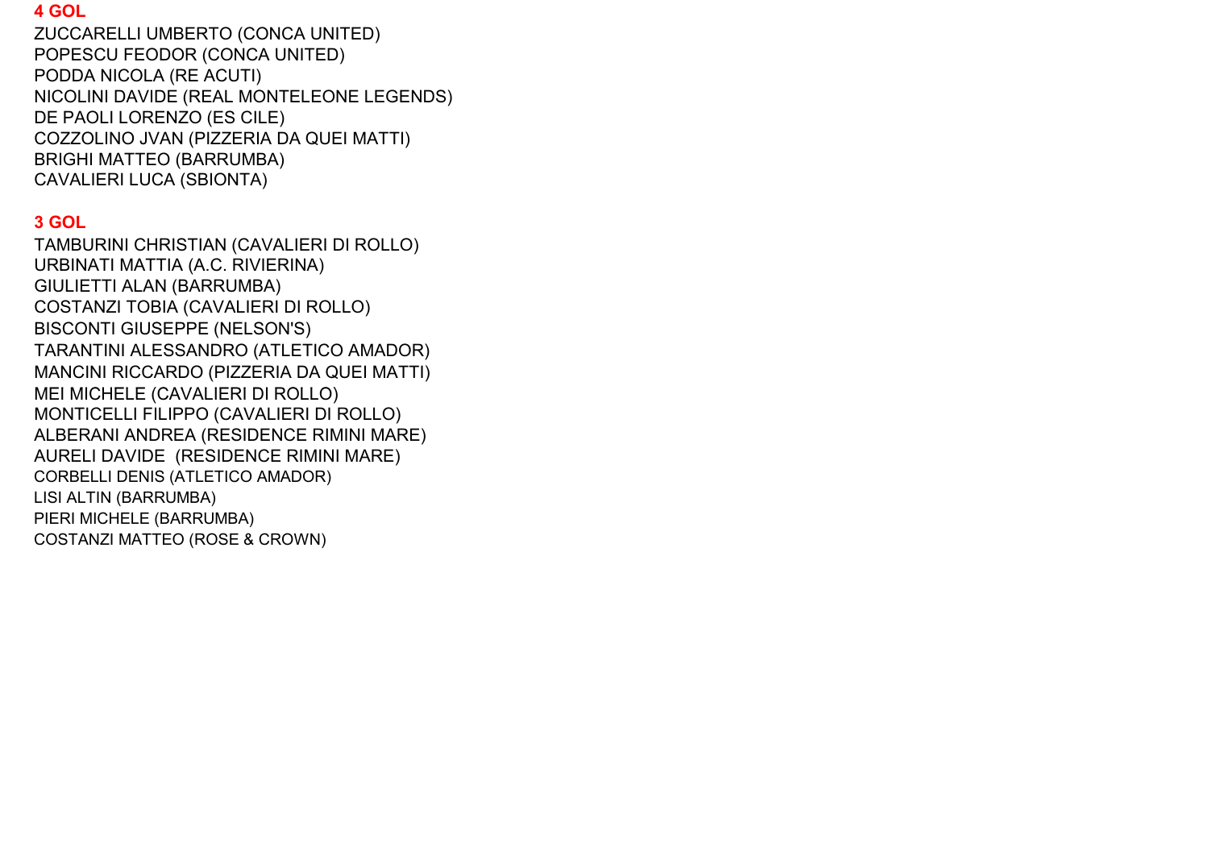## 4 GOL

ZUCCARELLI UMBERTO (CONCA UNITED)
POPESCU FEODOR (CONCA UNITED)
PODDA NICOLA (RE ACUTI)
NICOLINI DAVIDE (REAL MONTELEONE LEGENDS)
DE PAOLI LORENZO (ES CILE)
COZZOLINO JVAN (PIZZERIA DA QUEI MATTI)
BRIGHI MATTEO (BARRUMBA)
CAVALIERI LUCA (SBIONTA)

## 3 GOL

TAMBURINI CHRISTIAN (CAVALIERI DI ROLLO)
URBINATI MATTIA (A.C. RIVIERINA)
GIULIETTI ALAN (BARRUMBA)
COSTANZI TOBIA (CAVALIERI DI ROLLO)
BISCONTI GIUSEPPE (NELSON'S)
TARANTINI ALESSANDRO (ATLETICO AMADOR)
MANCINI RICCARDO (PIZZERIA DA QUEI MATTI)
MEI MICHELE (CAVALIERI DI ROLLO)
MONTICELLI FILIPPO (CAVALIERI DI ROLLO)
ALBERANI ANDREA (RESIDENCE RIMINI MARE)
AURELI DAVIDE (RESIDENCE RIMINI MARE)
CORBELLI DENIS (ATLETICO AMADOR)
LISI ALTIN (BARRUMBA)
PIERI MICHELE (BARRUMBA)
COSTANZI MATTEO (ROSE & CROWN)